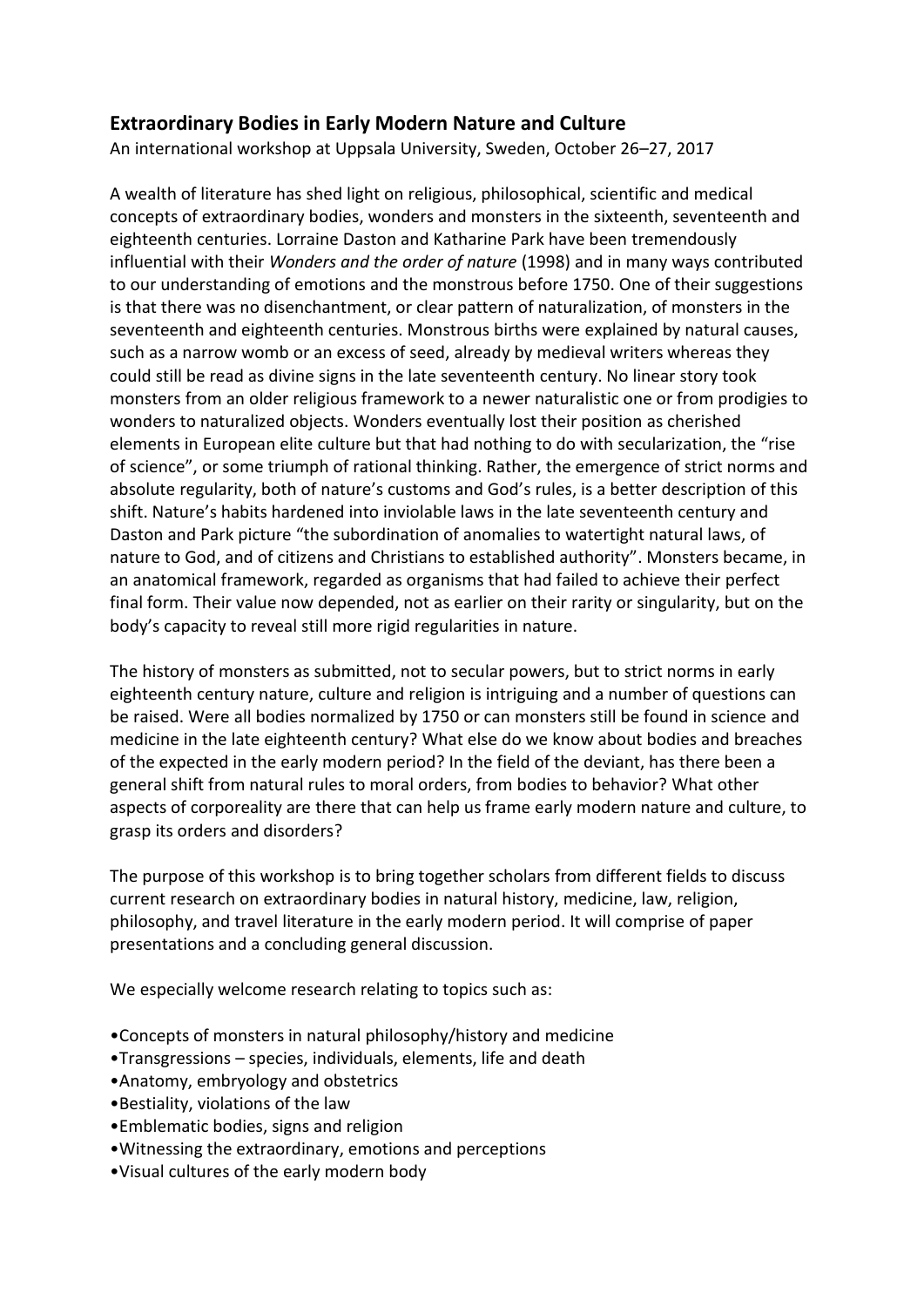## Extraordinary Bodies in Early Modern Nature and Culture

An international workshop at Uppsala University, Sweden, October 26–27, 2017

A wealth of literature has shed light on religious, philosophical, scientific and medical concepts of extraordinary bodies, wonders and monsters in the sixteenth, seventeenth and eighteenth centuries. Lorraine Daston and Katharine Park have been tremendously influential with their *Wonders and the order of nature* (1998) and in many ways contributed to our understanding of emotions and the monstrous before 1750. One of their suggestions is that there was no disenchantment, or clear pattern of naturalization, of monsters in the seventeenth and eighteenth centuries. Monstrous births were explained by natural causes, such as a narrow womb or an excess of seed, already by medieval writers whereas they could still be read as divine signs in the late seventeenth century. No linear story took monsters from an older religious framework to a newer naturalistic one or from prodigies to wonders to naturalized objects. Wonders eventually lost their position as cherished elements in European elite culture but that had nothing to do with secularization, the "rise of science", or some triumph of rational thinking. Rather, the emergence of strict norms and absolute regularity, both of nature's customs and God's rules, is a better description of this shift. Nature's habits hardened into inviolable laws in the late seventeenth century and Daston and Park picture "the subordination of anomalies to watertight natural laws, of nature to God, and of citizens and Christians to established authority". Monsters became, in an anatomical framework, regarded as organisms that had failed to achieve their perfect final form. Their value now depended, not as earlier on their rarity or singularity, but on the body's capacity to reveal still more rigid regularities in nature.

The history of monsters as submitted, not to secular powers, but to strict norms in early eighteenth century nature, culture and religion is intriguing and a number of questions can be raised. Were all bodies normalized by 1750 or can monsters still be found in science and medicine in the late eighteenth century? What else do we know about bodies and breaches of the expected in the early modern period? In the field of the deviant, has there been a general shift from natural rules to moral orders, from bodies to behavior? What other aspects of corporeality are there that can help us frame early modern nature and culture, to grasp its orders and disorders?

The purpose of this workshop is to bring together scholars from different fields to discuss current research on extraordinary bodies in natural history, medicine, law, religion, philosophy, and travel literature in the early modern period. It will comprise of paper presentations and a concluding general discussion.

We especially welcome research relating to topics such as:

- Concepts of monsters in natural philosophy/history and medicine
- Transgressions – species, individuals, elements, life and death
- Anatomy, embryology and obstetrics
- Bestiality, violations of the law
- Emblematic bodies, signs and religion
- Witnessing the extraordinary, emotions and perceptions
- Visual cultures of the early modern body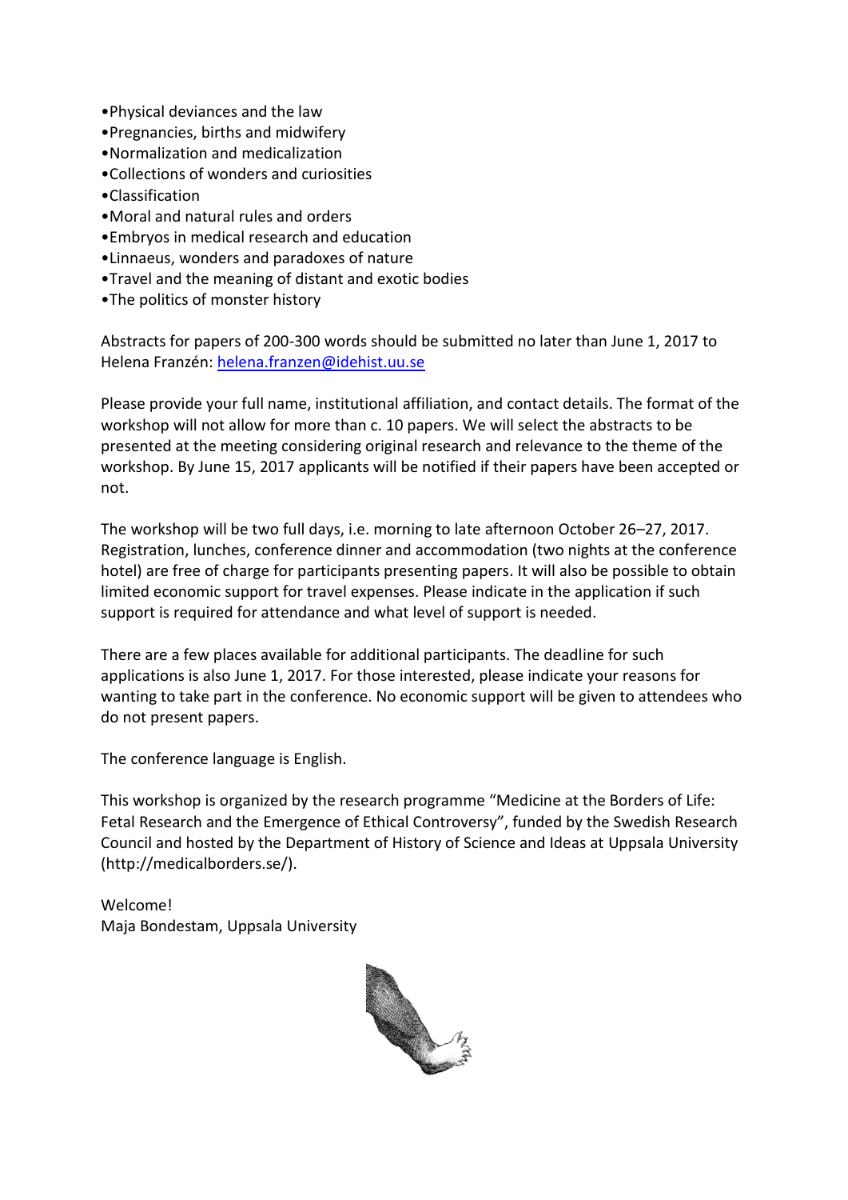- Physical deviances and the law
- Pregnancies, births and midwifery
- Normalization and medicalization
- Collections of wonders and curiosities
- Classification
- Moral and natural rules and orders
- Embryos in medical research and education
- Linnaeus, wonders and paradoxes of nature
- Travel and the meaning of distant and exotic bodies
- The politics of monster history

Abstracts for papers of 200-300 words should be submitted no later than June 1, 2017 to Helena Franzén: helena.franzen@idehist.uu.se

Please provide your full name, institutional affiliation, and contact details. The format of the workshop will not allow for more than c. 10 papers. We will select the abstracts to be presented at the meeting considering original research and relevance to the theme of the workshop. By June 15, 2017 applicants will be notified if their papers have been accepted or not.

The workshop will be two full days, i.e. morning to late afternoon October 26–27, 2017. Registration, lunches, conference dinner and accommodation (two nights at the conference hotel) are free of charge for participants presenting papers. It will also be possible to obtain limited economic support for travel expenses. Please indicate in the application if such support is required for attendance and what level of support is needed.

There are a few places available for additional participants. The deadline for such applications is also June 1, 2017. For those interested, please indicate your reasons for wanting to take part in the conference. No economic support will be given to attendees who do not present papers.

The conference language is English.

This workshop is organized by the research programme "Medicine at the Borders of Life: Fetal Research and the Emergence of Ethical Controversy", funded by the Swedish Research Council and hosted by the Department of History of Science and Ideas at Uppsala University (http://medicalborders.se/).

Welcome!
Maja Bondestam, Uppsala University